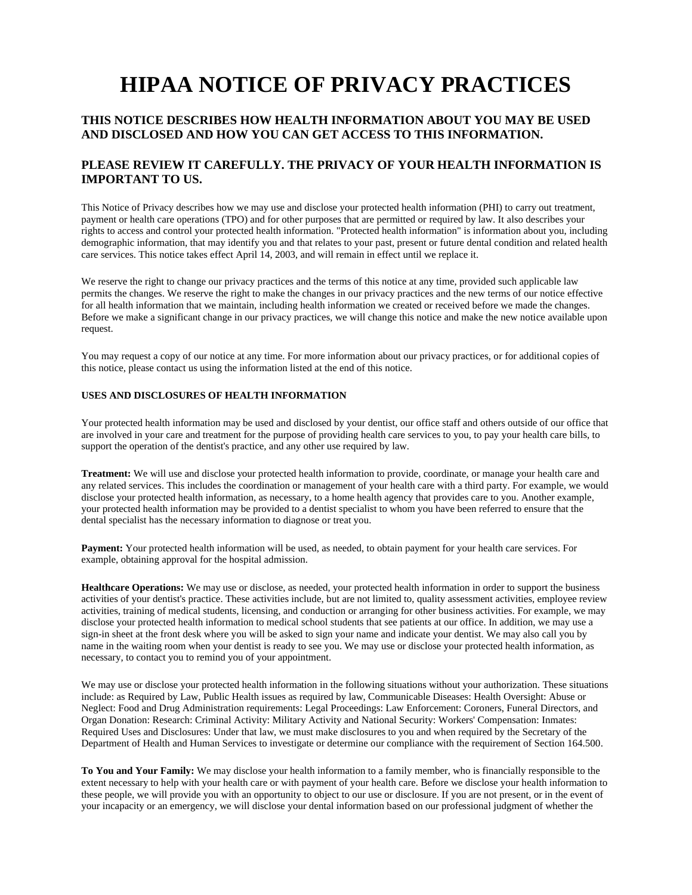# HIPAA NOTICE OF PRIVACY PRACTICES

## THIS NOTICE DESCRIBES HOW HEALTH INFORMATION ABOUT YOU MAY BE USED AND DISCLOSED AND HOW YOU CAN GET ACCESS TO THIS INFORMATION.

## PLEASE REVIEW IT CAREFULLY. THE PRIVACY OF YOUR HEALTH INFORMATION IS IMPORTANT TO US.

This Notice of Privacy describes how we may use and disclose your protected health information (PHI) to carry out treatment, payment or health care operations (TPO) and for other purposes that are permitted or required by law. It also describes your rights to access and control your protected health information. "Protected health information" is information about you, including demographic information, that may identify you and that relates to your past, present or future dental condition and related health care services. This notice takes effect April 14, 2003, and will remain in effect until we replace it.

We reserve the right to change our privacy practices and the terms of this notice at any time, provided such applicable law permits the changes. We reserve the right to make the changes in our privacy practices and the new terms of our notice effective for all health information that we maintain, including health information we created or received before we made the changes. Before we make a significant change in our privacy practices, we will change this notice and make the new notice available upon request.

You may request a copy of our notice at any time. For more information about our privacy practices, or for additional copies of this notice, please contact us using the information listed at the end of this notice.

#### USES AND DISCLOSURES OF HEALTH INFORMATION

Your protected health information may be used and disclosed by your dentist, our office staff and others outside of our office that are involved in your care and treatment for the purpose of providing health care services to you, to pay your health care bills, to support the operation of the dentist's practice, and any other use required by law.

**Treatment:** We will use and disclose your protected health information to provide, coordinate, or manage your health care and any related services. This includes the coordination or management of your health care with a third party. For example, we would disclose your protected health information, as necessary, to a home health agency that provides care to you. Another example, your protected health information may be provided to a dentist specialist to whom you have been referred to ensure that the dental specialist has the necessary information to diagnose or treat you.

**Payment:** Your protected health information will be used, as needed, to obtain payment for your health care services. For example, obtaining approval for the hospital admission.

**Healthcare Operations:** We may use or disclose, as needed, your protected health information in order to support the business activities of your dentist's practice. These activities include, but are not limited to, quality assessment activities, employee review activities, training of medical students, licensing, and conduction or arranging for other business activities. For example, we may disclose your protected health information to medical school students that see patients at our office. In addition, we may use a sign-in sheet at the front desk where you will be asked to sign your name and indicate your dentist. We may also call you by name in the waiting room when your dentist is ready to see you. We may use or disclose your protected health information, as necessary, to contact you to remind you of your appointment.

We may use or disclose your protected health information in the following situations without your authorization. These situations include: as Required by Law, Public Health issues as required by law, Communicable Diseases: Health Oversight: Abuse or Neglect: Food and Drug Administration requirements: Legal Proceedings: Law Enforcement: Coroners, Funeral Directors, and Organ Donation: Research: Criminal Activity: Military Activity and National Security: Workers' Compensation: Inmates: Required Uses and Disclosures: Under that law, we must make disclosures to you and when required by the Secretary of the Department of Health and Human Services to investigate or determine our compliance with the requirement of Section 164.500.

**To You and Your Family:** We may disclose your health information to a family member, who is financially responsible to the extent necessary to help with your health care or with payment of your health care. Before we disclose your health information to these people, we will provide you with an opportunity to object to our use or disclosure. If you are not present, or in the event of your incapacity or an emergency, we will disclose your dental information based on our professional judgment of whether the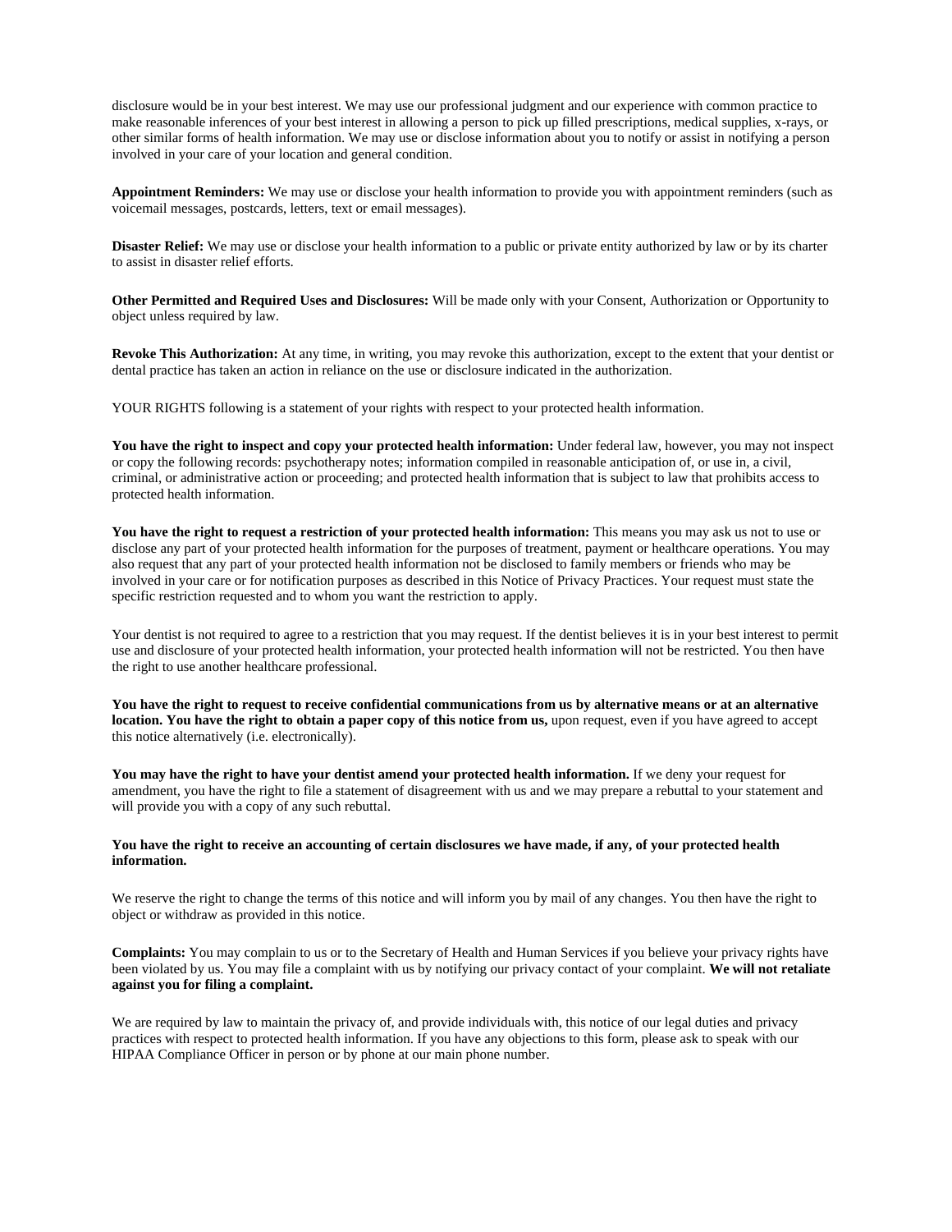disclosure would be in your best interest. We may use our professional judgment and our experience with common practice to make reasonable inferences of your best interest in allowing a person to pick up filled prescriptions, medical supplies, x-rays, or other similar forms of health information. We may use or disclose information about you to notify or assist in notifying a person involved in your care of your location and general condition.

**Appointment Reminders:** We may use or disclose your health information to provide you with appointment reminders (such as voicemail messages, postcards, letters, text or email messages).

**Disaster Relief:** We may use or disclose your health information to a public or private entity authorized by law or by its charter to assist in disaster relief efforts.

**Other Permitted and Required Uses and Disclosures:** Will be made only with your Consent, Authorization or Opportunity to object unless required by law.

**Revoke This Authorization:** At any time, in writing, you may revoke this authorization, except to the extent that your dentist or dental practice has taken an action in reliance on the use or disclosure indicated in the authorization.

YOUR RIGHTS following is a statement of your rights with respect to your protected health information.

**You have the right to inspect and copy your protected health information:** Under federal law, however, you may not inspect or copy the following records: psychotherapy notes; information compiled in reasonable anticipation of, or use in, a civil, criminal, or administrative action or proceeding; and protected health information that is subject to law that prohibits access to protected health information.

**You have the right to request a restriction of your protected health information:** This means you may ask us not to use or disclose any part of your protected health information for the purposes of treatment, payment or healthcare operations. You may also request that any part of your protected health information not be disclosed to family members or friends who may be involved in your care or for notification purposes as described in this Notice of Privacy Practices. Your request must state the specific restriction requested and to whom you want the restriction to apply.

Your dentist is not required to agree to a restriction that you may request. If the dentist believes it is in your best interest to permit use and disclosure of your protected health information, your protected health information will not be restricted. You then have the right to use another healthcare professional.

**You have the right to request to receive confidential communications from us by alternative means or at an alternative location. You have the right to obtain a paper copy of this notice from us,** upon request, even if you have agreed to accept this notice alternatively (i.e. electronically).

**You may have the right to have your dentist amend your protected health information.** If we deny your request for amendment, you have the right to file a statement of disagreement with us and we may prepare a rebuttal to your statement and will provide you with a copy of any such rebuttal.

**You have the right to receive an accounting of certain disclosures we have made, if any, of your protected health information.**

We reserve the right to change the terms of this notice and will inform you by mail of any changes. You then have the right to object or withdraw as provided in this notice.

**Complaints:** You may complain to us or to the Secretary of Health and Human Services if you believe your privacy rights have been violated by us. You may file a complaint with us by notifying our privacy contact of your complaint. **We will not retaliate against you for filing a complaint.**

We are required by law to maintain the privacy of, and provide individuals with, this notice of our legal duties and privacy practices with respect to protected health information. If you have any objections to this form, please ask to speak with our HIPAA Compliance Officer in person or by phone at our main phone number.